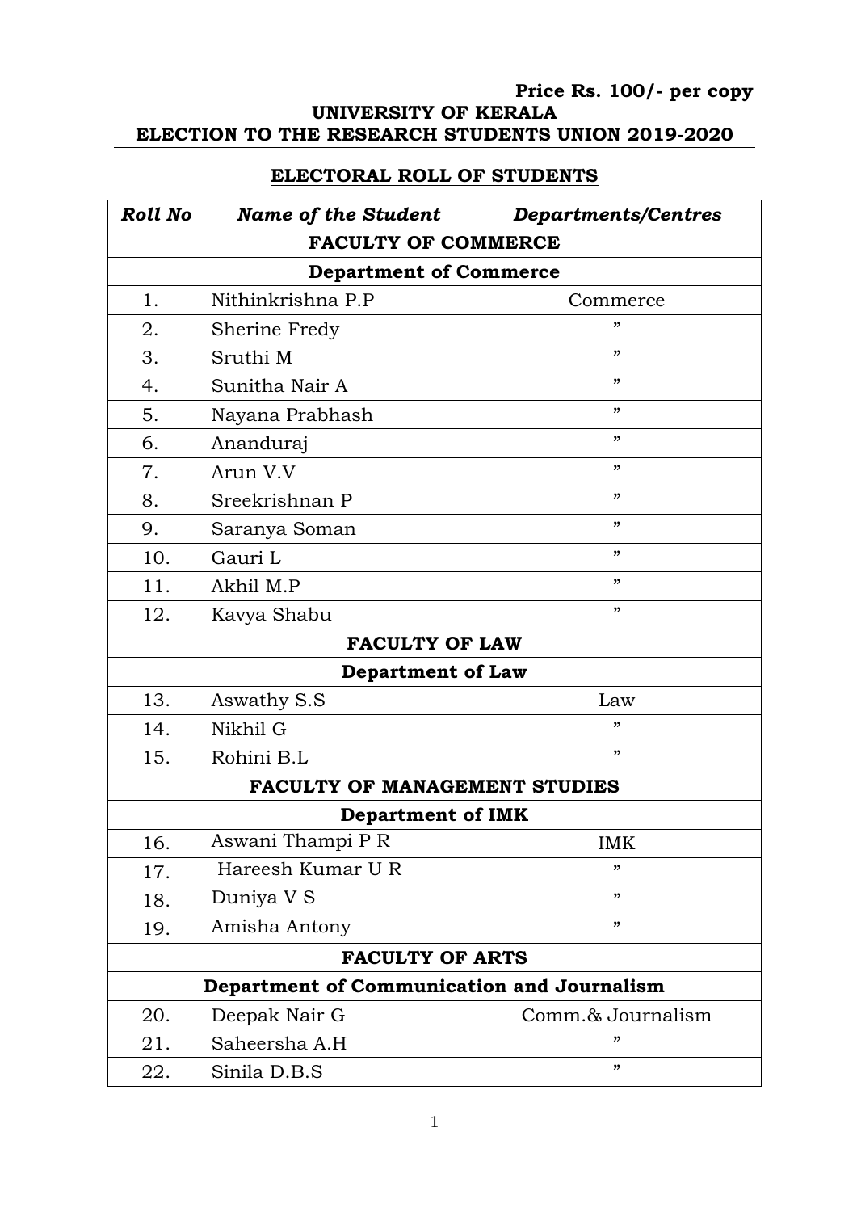**Price Rs. 100/- per copy**

**UNIVERSITY OF KERALA**

**ELECTION TO THE RESEARCH STUDENTS UNION 2019-2020**

## ELECTORAL ROLL OF STUDENTS

| ***Roll No*** | ***Name of the Student*** | ***Departments/Centres*** |
|---|---|---|
| **FACULTY OF COMMERCE** | | |
| **Department of Commerce** | | |
| 1. | Nithinkrishna P.P | Commerce |
| 2. | Sherine Fredy | ” |
| 3. | Sruthi M | ” |
| 4. | Sunitha Nair A | ” |
| 5. | Nayana Prabhash | ” |
| 6. | Ananduraj | ” |
| 7. | Arun V.V | ” |
| 8. | Sreekrishnan P | ” |
| 9. | Saranya Soman | ” |
| 10. | Gauri L | ” |
| 11. | Akhil M.P | ” |
| 12. | Kavya Shabu | ” |
| **FACULTY OF LAW** | | |
| **Department of Law** | | |
| 13. | Aswathy S.S | Law |
| 14. | Nikhil G | ” |
| 15. | Rohini B.L | ” |
| **FACULTY OF MANAGEMENT STUDIES** | | |
| **Department of IMK** | | |
| 16. | Aswani Thampi P R | IMK |
| 17. | Hareesh Kumar U R | ” |
| 18. | Duniya V S | ” |
| 19. | Amisha Antony | ” |
| **FACULTY OF ARTS** | | |
| **Department of Communication and Journalism** | | |
| 20. | Deepak Nair G | Comm.& Journalism |
| 21. | Saheersha A.H | ” |
| 22. | Sinila D.B.S | ” |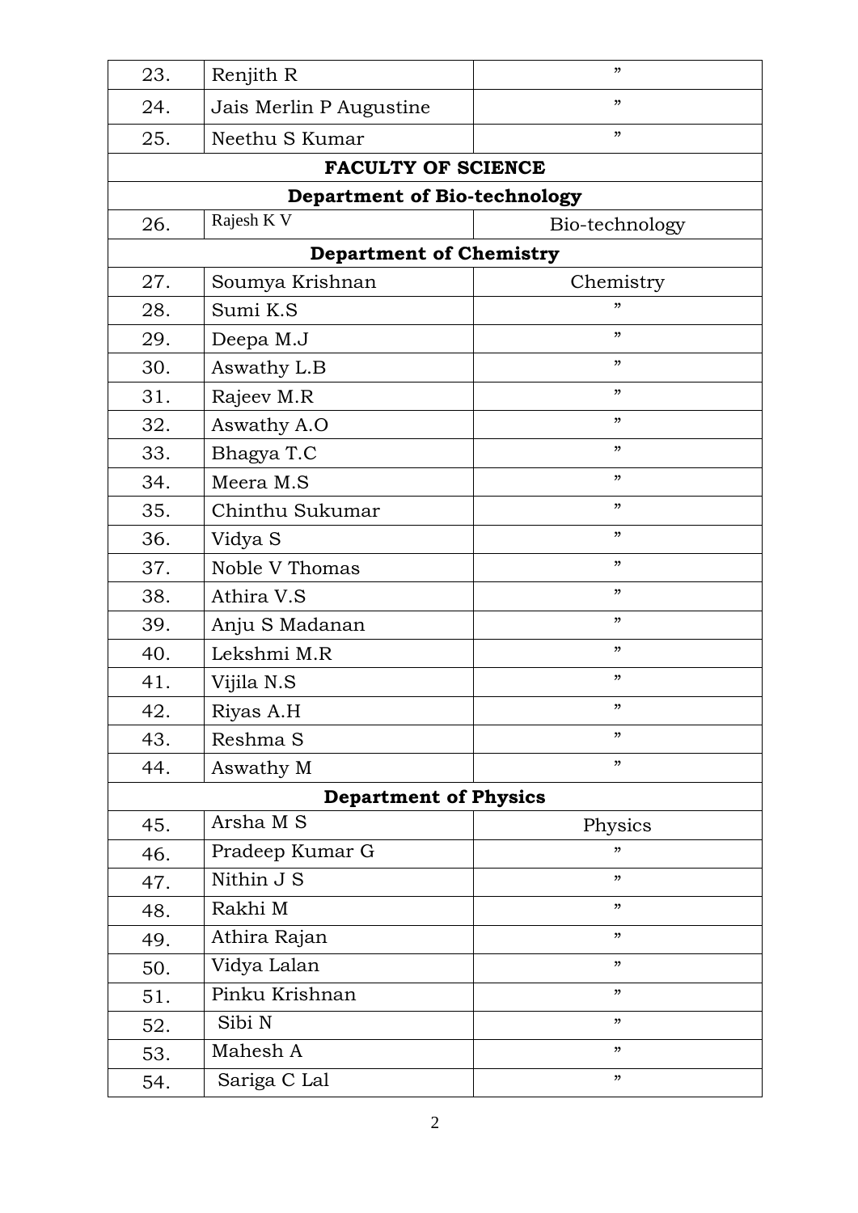| | | |
|---|---|---|
| 23. | Renjith R | ” |
| 24. | Jais Merlin P Augustine | ” |
| 25. | Neethu S Kumar | ” |
| **FACULTY OF SCIENCE** | | |
| **Department of Bio-technology** | | |
| 26. | Rajesh K V | Bio-technology |
| **Department of Chemistry** | | |
| 27. | Soumya Krishnan | Chemistry |
| 28. | Sumi K.S | ” |
| 29. | Deepa M.J | ” |
| 30. | Aswathy L.B | ” |
| 31. | Rajeev M.R | ” |
| 32. | Aswathy A.O | ” |
| 33. | Bhagya T.C | ” |
| 34. | Meera M.S | ” |
| 35. | Chinthu Sukumar | ” |
| 36. | Vidya S | ” |
| 37. | Noble V Thomas | ” |
| 38. | Athira V.S | ” |
| 39. | Anju S Madanan | ” |
| 40. | Lekshmi M.R | ” |
| 41. | Vijila N.S | ” |
| 42. | Riyas A.H | ” |
| 43. | Reshma S | ” |
| 44. | Aswathy M | ” |
| **Department of Physics** | | |
| 45. | Arsha M S | Physics |
| 46. | Pradeep Kumar G | ” |
| 47. | Nithin J S | ” |
| 48. | Rakhi M | ” |
| 49. | Athira Rajan | ” |
| 50. | Vidya Lalan | ” |
| 51. | Pinku Krishnan | ” |
| 52. | Sibi N | ” |
| 53. | Mahesh A | ” |
| 54. | Sariga C Lal | ” |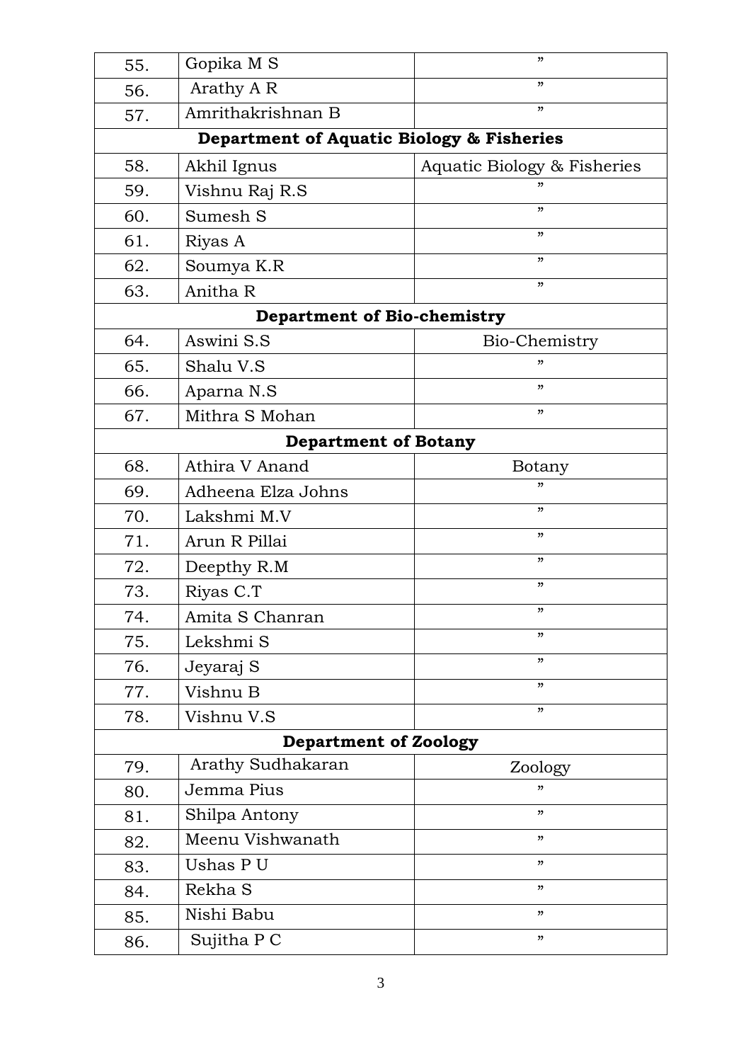| | | |
|---|---|---|
| 55. | Gopika M S | ” |
| 56. | Arathy A R | ” |
| 57. | Amrithakrishnan B | ” |
| **Department of Aquatic Biology & Fisheries** | | |
| 58. | Akhil Ignus | Aquatic Biology & Fisheries |
| 59. | Vishnu Raj R.S | ” |
| 60. | Sumesh S | ” |
| 61. | Riyas A | ” |
| 62. | Soumya K.R | ” |
| 63. | Anitha R | ” |
| **Department of Bio-chemistry** | | |
| 64. | Aswini S.S | Bio-Chemistry |
| 65. | Shalu V.S | ” |
| 66. | Aparna N.S | ” |
| 67. | Mithra S Mohan | ” |
| **Department of Botany** | | |
| 68. | Athira V Anand | Botany |
| 69. | Adheena Elza Johns | ” |
| 70. | Lakshmi M.V | ” |
| 71. | Arun R Pillai | ” |
| 72. | Deepthy R.M | ” |
| 73. | Riyas C.T | ” |
| 74. | Amita S Chanran | ” |
| 75. | Lekshmi S | ” |
| 76. | Jeyaraj S | ” |
| 77. | Vishnu B | ” |
| 78. | Vishnu V.S | ” |
| **Department of Zoology** | | |
| 79. | Arathy Sudhakaran | Zoology |
| 80. | Jemma Pius | ” |
| 81. | Shilpa Antony | ” |
| 82. | Meenu Vishwanath | ” |
| 83. | Ushas P U | ” |
| 84. | Rekha S | ” |
| 85. | Nishi Babu | ” |
| 86. | Sujitha P C | ” |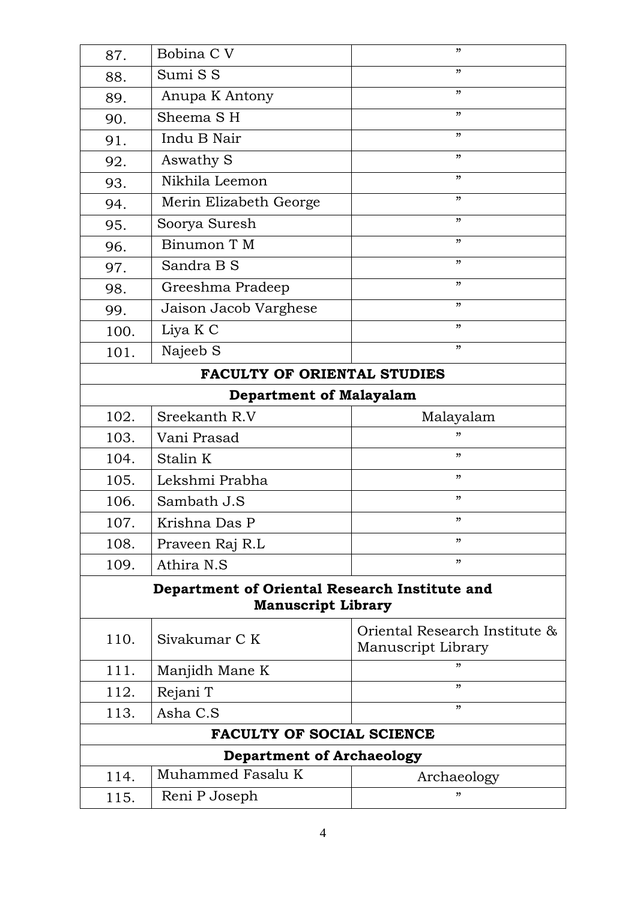| | | |
|---|---|---|
| 87. | Bobina C V | ” |
| 88. | Sumi S S | ” |
| 89. | Anupa K Antony | ” |
| 90. | Sheema S H | ” |
| 91. | Indu B Nair | ” |
| 92. | Aswathy S | ” |
| 93. | Nikhila Leemon | ” |
| 94. | Merin Elizabeth George | ” |
| 95. | Soorya Suresh | ” |
| 96. | Binumon T M | ” |
| 97. | Sandra B S | ” |
| 98. | Greeshma Pradeep | ” |
| 99. | Jaison Jacob Varghese | ” |
| 100. | Liya K C | ” |
| 101. | Najeeb S | ” |
| **FACULTY OF ORIENTAL STUDIES** | | |
| **Department of Malayalam** | | |
| 102. | Sreekanth R.V | Malayalam |
| 103. | Vani Prasad | ” |
| 104. | Stalin K | ” |
| 105. | Lekshmi Prabha | ” |
| 106. | Sambath J.S | ” |
| 107. | Krishna Das P | ” |
| 108. | Praveen Raj R.L | ” |
| 109. | Athira N.S | ” |
| **Department of Oriental Research Institute and Manuscript Library** | | |
| 110. | Sivakumar C K | Oriental Research Institute & Manuscript Library |
| 111. | Manjidh Mane K | ” |
| 112. | Rejani T | ” |
| 113. | Asha C.S | ” |
| **FACULTY OF SOCIAL SCIENCE** | | |
| **Department of Archaeology** | | |
| 114. | Muhammed Fasalu K | Archaeology |
| 115. | Reni P Joseph | ” |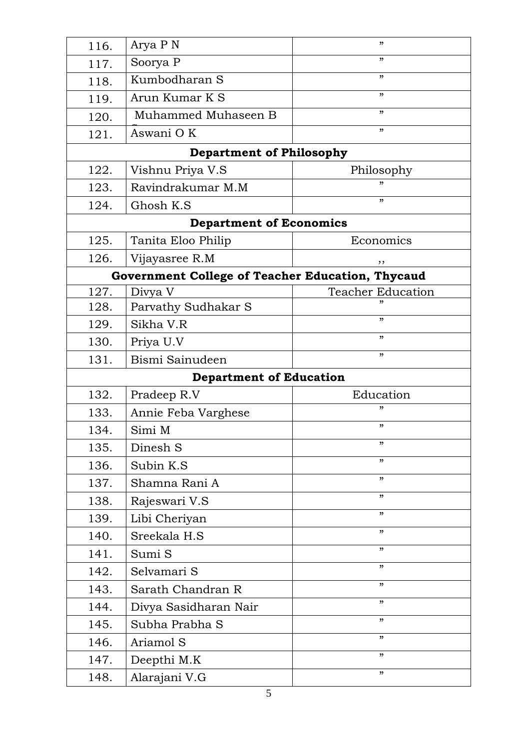| | | |
|---|---|---|
| 116. | Arya P N | ” |
| 117. | Soorya P | ” |
| 118. | Kumbodharan S | ” |
| 119. | Arun Kumar K S | ” |
| 120. | Muhammed Muhaseen B S | ” |
| 121. | Aswani O K | ” |
| **Department of Philosophy** | | |
| 122. | Vishnu Priya V.S | Philosophy |
| 123. | Ravindrakumar M.M | ” |
| 124. | Ghosh K.S | ” |
| **Department of Economics** | | |
| 125. | Tanita Eloo Philip | Economics |
| 126. | Vijayasree R.M | ,, |
| **Government College of Teacher Education, Thycaud** | | |
| 127. | Divya V | Teacher Education |
| 128. | Parvathy Sudhakar S | ” |
| 129. | Sikha V.R | ” |
| 130. | Priya U.V | ” |
| 131. | Bismi Sainudeen | ” |
| **Department of Education** | | |
| 132. | Pradeep R.V | Education |
| 133. | Annie Feba Varghese | ” |
| 134. | Simi M | ” |
| 135. | Dinesh S | ” |
| 136. | Subin K.S | ” |
| 137. | Shamna Rani A | ” |
| 138. | Rajeswari V.S | ” |
| 139. | Libi Cheriyan | ” |
| 140. | Sreekala H.S | ” |
| 141. | Sumi S | ” |
| 142. | Selvamari S | ” |
| 143. | Sarath Chandran R | ” |
| 144. | Divya Sasidharan Nair | ” |
| 145. | Subha Prabha S | ” |
| 146. | Ariamol S | ” |
| 147. | Deepthi M.K | ” |
| 148. | Alarajani V.G | ” |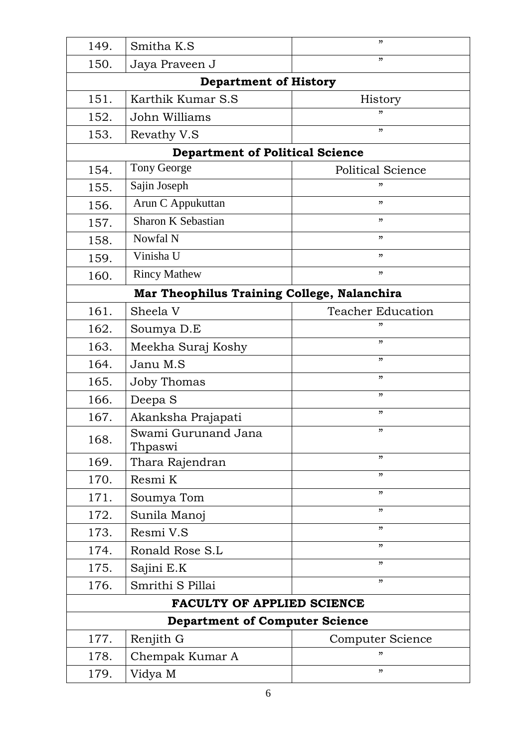| | | |
|---|---|---|
| 149. | Smitha K.S | ” |
| 150. | Jaya Praveen J | ” |
| **Department of History** | | |
| 151. | Karthik Kumar S.S | History |
| 152. | John Williams | ” |
| 153. | Revathy V.S | ” |
| **Department of Political Science** | | |
| 154. | Tony George | Political Science |
| 155. | Sajin Joseph | ” |
| 156. | Arun C Appukuttan | ” |
| 157. | Sharon K Sebastian | ” |
| 158. | Nowfal N | ” |
| 159. | Vinisha U | ” |
| 160. | Rincy Mathew | ” |
| **Mar Theophilus Training College, Nalanchira** | | |
| 161. | Sheela V | Teacher Education |
| 162. | Soumya D.E | ” |
| 163. | Meekha Suraj Koshy | ” |
| 164. | Janu M.S | ” |
| 165. | Joby Thomas | ” |
| 166. | Deepa S | ” |
| 167. | Akanksha Prajapati | ” |
| 168. | Swami Gurunand Jana Thpaswi | ” |
| 169. | Thara Rajendran | ” |
| 170. | Resmi K | ” |
| 171. | Soumya Tom | ” |
| 172. | Sunila Manoj | ” |
| 173. | Resmi V.S | ” |
| 174. | Ronald Rose S.L | ” |
| 175. | Sajini E.K | ” |
| 176. | Smrithi S Pillai | ” |
| **FACULTY OF APPLIED SCIENCE** | | |
| **Department of Computer Science** | | |
| 177. | Renjith G | Computer Science |
| 178. | Chempak Kumar A | ” |
| 179. | Vidya M | ” |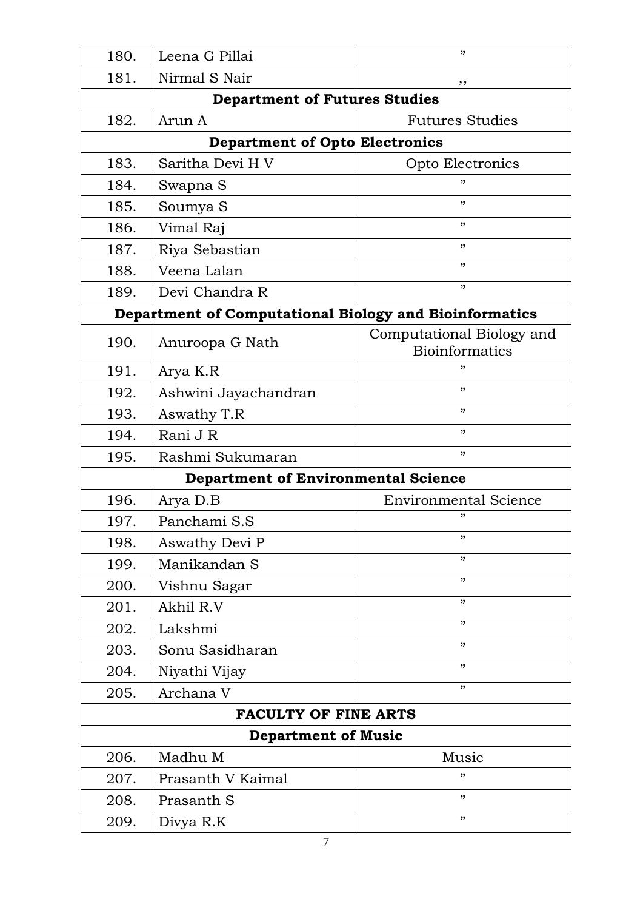| | | |
|---|---|---|
| 180. | Leena G Pillai | ” |
| 181. | Nirmal S Nair | ,, |
| **Department of Futures Studies** | | |
| 182. | Arun A | Futures Studies |
| **Department of Opto Electronics** | | |
| 183. | Saritha Devi H V | Opto Electronics |
| 184. | Swapna S | ” |
| 185. | Soumya S | ” |
| 186. | Vimal Raj | ” |
| 187. | Riya Sebastian | ” |
| 188. | Veena Lalan | ” |
| 189. | Devi Chandra R | ” |
| **Department of Computational Biology and Bioinformatics** | | |
| 190. | Anuroopa G Nath | Computational Biology and Bioinformatics |
| 191. | Arya K.R | ” |
| 192. | Ashwini Jayachandran | ” |
| 193. | Aswathy T.R | ” |
| 194. | Rani J R | ” |
| 195. | Rashmi Sukumaran | ” |
| **Department of Environmental Science** | | |
| 196. | Arya D.B | Environmental Science |
| 197. | Panchami S.S | ” |
| 198. | Aswathy Devi P | ” |
| 199. | Manikandan S | ” |
| 200. | Vishnu Sagar | ” |
| 201. | Akhil R.V | ” |
| 202. | Lakshmi | ” |
| 203. | Sonu Sasidharan | ” |
| 204. | Niyathi Vijay | ” |
| 205. | Archana V | ” |
| **FACULTY OF FINE ARTS** | | |
| **Department of Music** | | |
| 206. | Madhu M | Music |
| 207. | Prasanth V Kaimal | ” |
| 208. | Prasanth S | ” |
| 209. | Divya R.K | ” |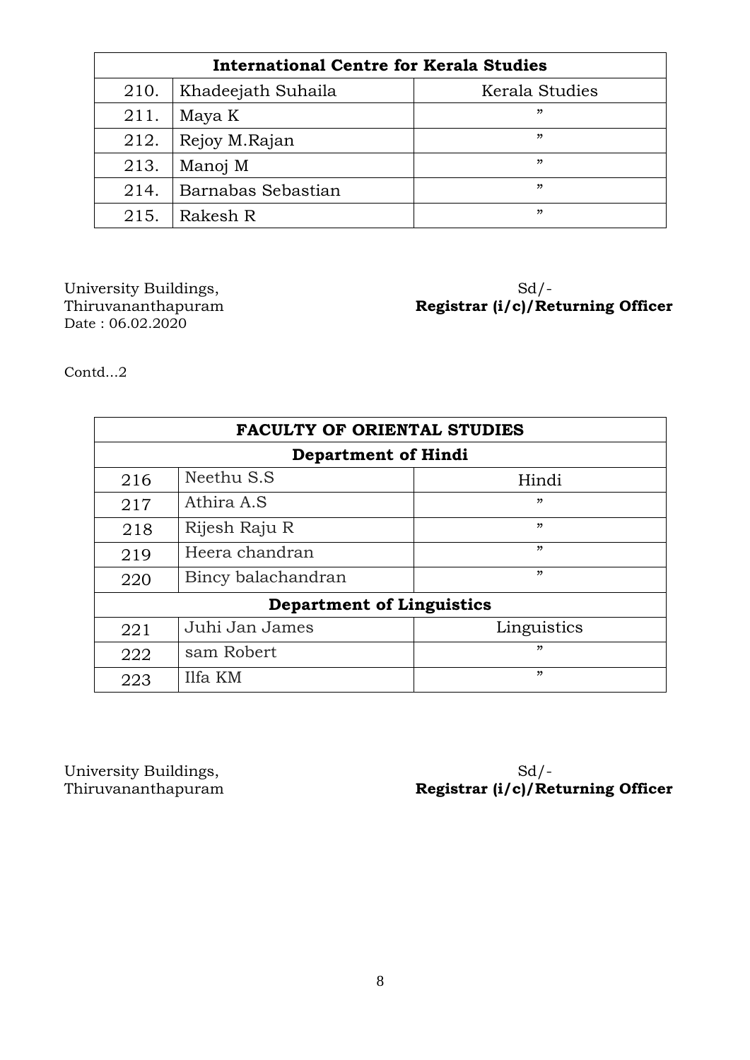| International Centre for Kerala Studies | | |
|---|---|---|
| 210. | Khadeejath Suhaila | Kerala Studies |
| 211. | Maya K | ” |
| 212. | Rejoy M.Rajan | ” |
| 213. | Manoj M | ” |
| 214. | Barnabas Sebastian | ” |
| 215. | Rakesh R | ” |

University Buildings,
Thiruvananthapuram
Date : 06.02.2020

Sd/-
**Registrar (i/c)/Returning Officer**

Contd...2

| FACULTY OF ORIENTAL STUDIES | | |
|---|---|---|
| **Department of Hindi** | | |
| 216 | Neethu S.S | Hindi |
| 217 | Athira A.S | ” |
| 218 | Rijesh Raju R | ” |
| 219 | Heera chandran | ” |
| 220 | Bincy balachandran | ” |
| **Department of Linguistics** | | |
| 221 | Juhi Jan James | Linguistics |
| 222 | sam Robert | ” |
| 223 | Ilfa KM | ” |

University Buildings,
Thiruvananthapuram

Sd/-
**Registrar (i/c)/Returning Officer**